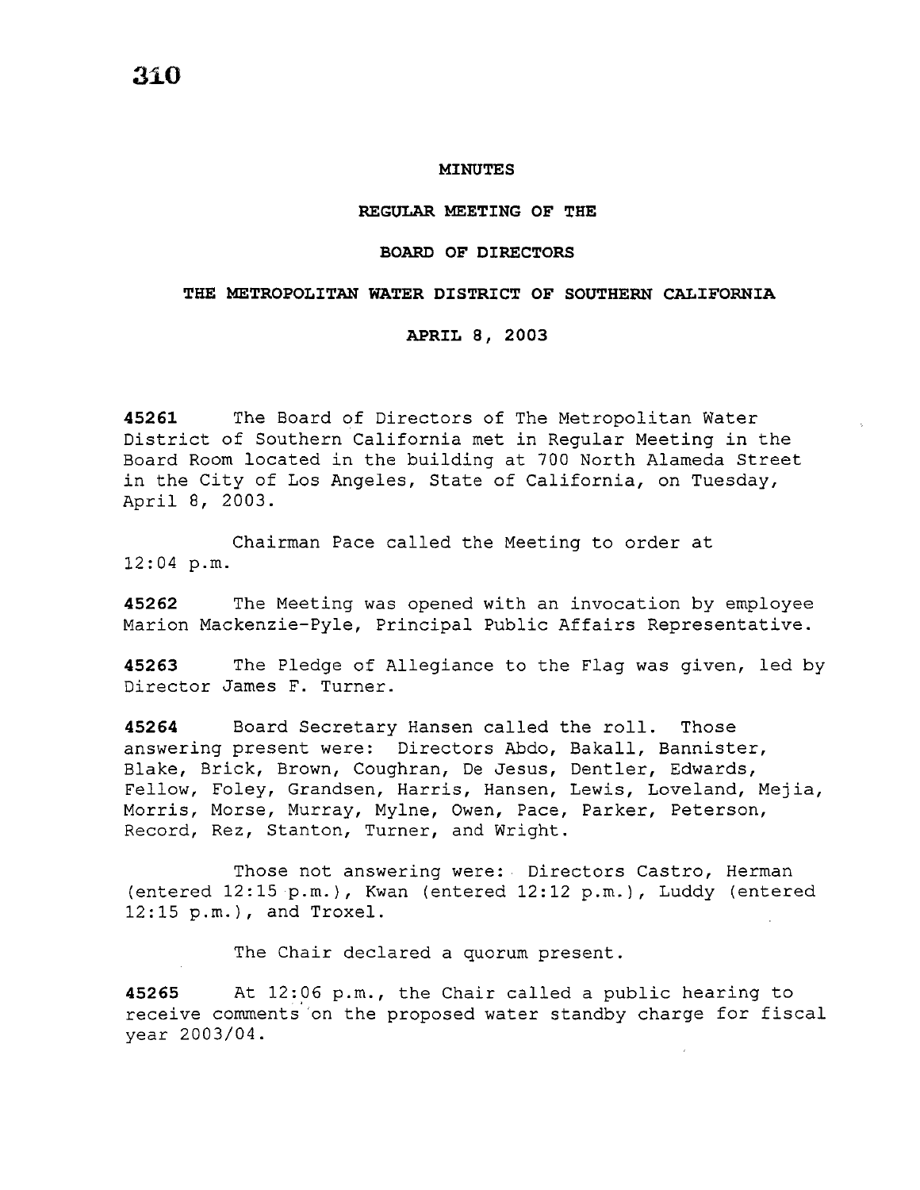# MINUTES

## REGULAR MEETING OF THE

## BOARD OF DIRECTORS

## THE METROPOLITAN WATER DISTRICT OF SOUTHERN CALIFORNIA

## APRIL 8, 2003

**45261** The Board of Directors of The Metropolitan Water District of Southern California met in Regular Meeting in the Board Room located in the building at 700 North Alameda Street in the City of Los Angeles, State of California, on Tuesday, April 8, 2003.

Chairman Pace called the Meeting to order at 12:04 p.m.

**45262** The Meeting was opened with an invocation by employee Marion Mackenzie-Pyle, Principal Public Affairs Representative.

**45263** The Pledge of Allegiance to the Flag was given, led by Director James F. Turner.

**45264** Board Secretary Hansen called the roll. Those answering present were: Directors Abdo, Bakall, Bannister, Blake, Brick, Brown, Coughran, De Jesus, Dentler, Edwards, Fellow, Foley, Grandsen, Harris, Hansen, Lewis, Loveland, Mejia, Morris, Morse, Murray, Mylne, Owen, Pace, Parker, Peterson, Record, Rez, Stanton, Turner, and Wright.

Those not answering were: Directors Castro, Herman (entered 12:15 p.m.), Kwan (entered 12:12 p.m.), Luddy (entered 12:15 p.m.), and Troxel.

The Chair declared a quorum present.

**45265** At 12:06 p.m., the Chair called a public hearing to receive comments on the proposed water standby charge for fiscal year 2003/04.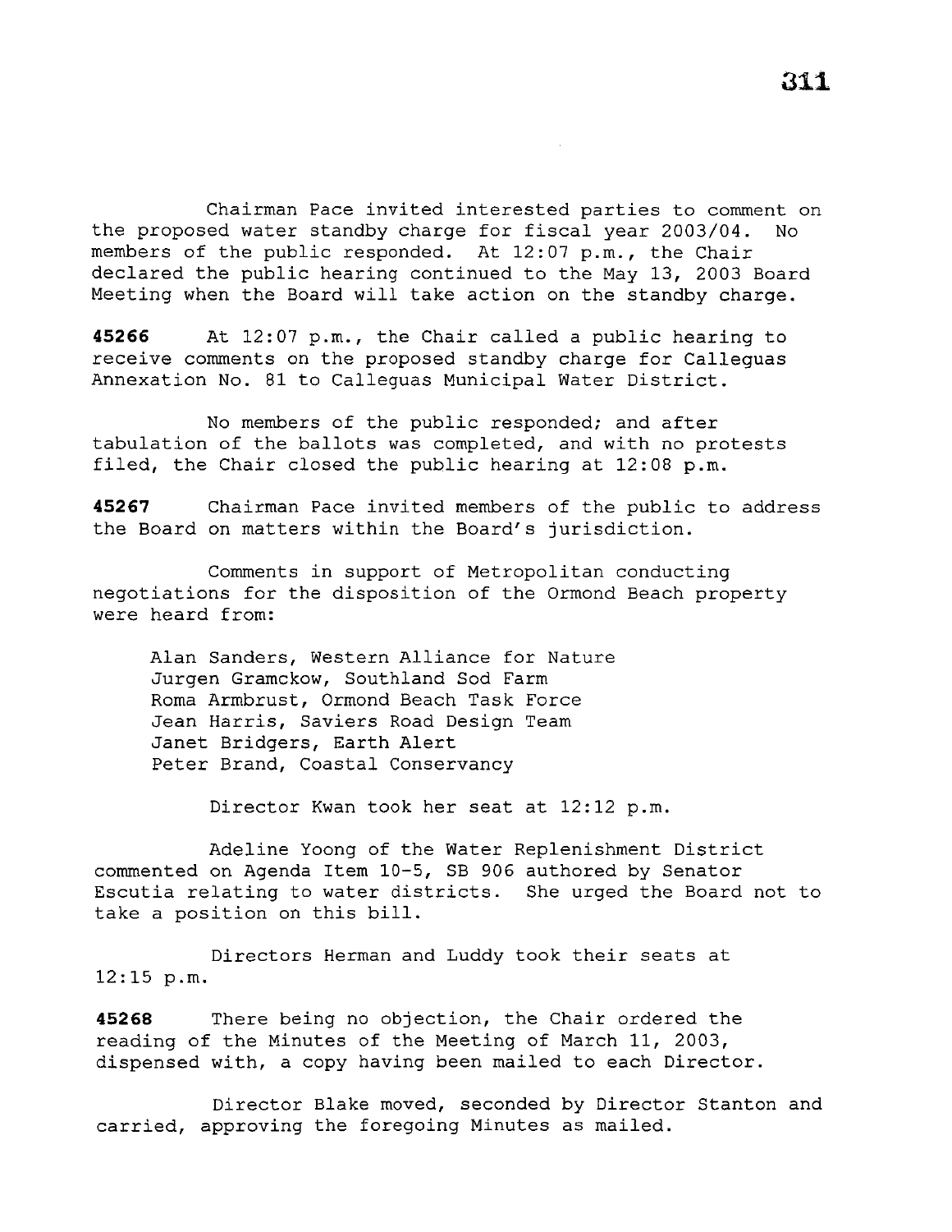Chairman Pace invited interested parties to comment on the proposed water standby charge for fiscal year 2003/04. No members of the public responded. At 12:07 p.m., the Chair declared the public hearing continued to the May 13, 2003 Board Meeting when the Board will take action on the standby charge.

**45266** At 12:07 p.m., the Chair called a public hearing to receive comments on the proposed standby charge for Calleguas Annexation No. 81 to Calleguas Municipal Water District.

No members of the public responded; and after tabulation of the ballots was completed, and with no protests filed, the Chair closed the public hearing at 12:08 p.m.

**45267** Chairman Pace invited members of the public to address the Board on matters within the Board's jurisdiction.

Comments in support of Metropolitan conducting negotiations for the disposition of the Ormond Beach property were heard from:

Alan Sanders, Western Alliance for Nature  
Jurgen Gramckow, Southland Sod Farm  
Roma Armbrust, Ormond Beach Task Force  
Jean Harris, Saviers Road Design Team  
Janet Bridgers, Earth Alert  
Peter Brand, Coastal Conservancy

Director Kwan took her seat at 12:12 p.m.

Adeline Yoong of the Water Replenishment District commented on Agenda Item 10-5, SB 906 authored by Senator Escutia relating to water districts. She urged the Board not to take a position on this bill.

Directors Herman and Luddy took their seats at 12:15 p.m.

**45268** There being no objection, the Chair ordered the reading of the Minutes of the Meeting of March 11, 2003, dispensed with, a copy having been mailed to each Director.

Director Blake moved, seconded by Director Stanton and carried, approving the foregoing Minutes as mailed.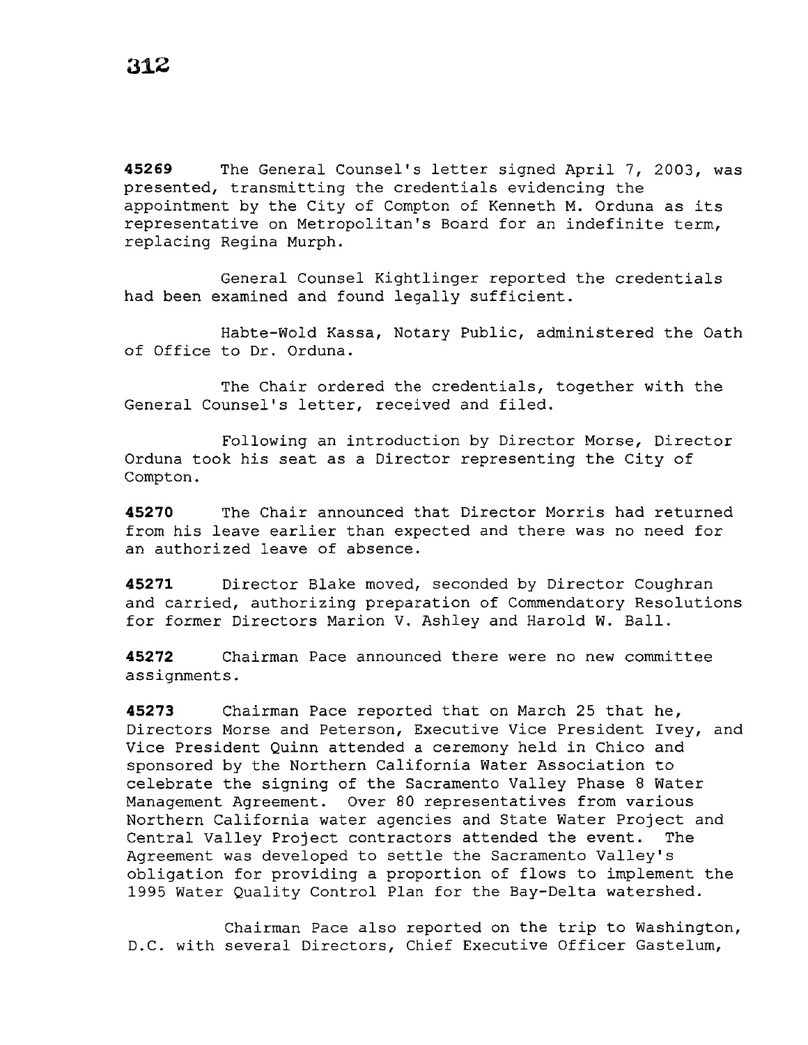**45269** The General Counsel's letter signed April 7, 2003, was presented, transmitting the credentials evidencing the appointment by the City of Compton of Kenneth M. Orduna as its representative on Metropolitan's Board for an indefinite term, replacing Regina Murph.

General Counsel Kightlinger reported the credentials had been examined and found legally sufficient.

Habte-Wold Kassa, Notary Public, administered the Oath of Office to Dr. Orduna.

The Chair ordered the credentials, together with the General Counsel's letter, received and filed.

Following an introduction by Director Morse, Director Orduna took his seat as a Director representing the City of Compton.

**45270** The Chair announced that Director Morris had returned from his leave earlier than expected and there was no need for an authorized leave of absence.

**45271** Director Blake moved, seconded by Director Coughran and carried, authorizing preparation of Commendatory Resolutions for former Directors Marion V. Ashley and Harold W. Ball.

**45272** Chairman Pace announced there were no new committee assignments.

**45273** Chairman Pace reported that on March 25 that he, Directors Morse and Peterson, Executive Vice President Ivey, and Vice President Quinn attended a ceremony held in Chico and sponsored by the Northern California Water Association to celebrate the signing of the Sacramento Valley Phase 8 Water Management Agreement. Over 80 representatives from various Northern California water agencies and State Water Project and Central Valley Project contractors attended the event. The Agreement was developed to settle the Sacramento Valley's obligation for providing a proportion of flows to implement the 1995 Water Quality Control Plan for the Bay-Delta watershed.

Chairman Pace also reported on the trip to Washington, D.C. with several Directors, Chief Executive Officer Gastelum,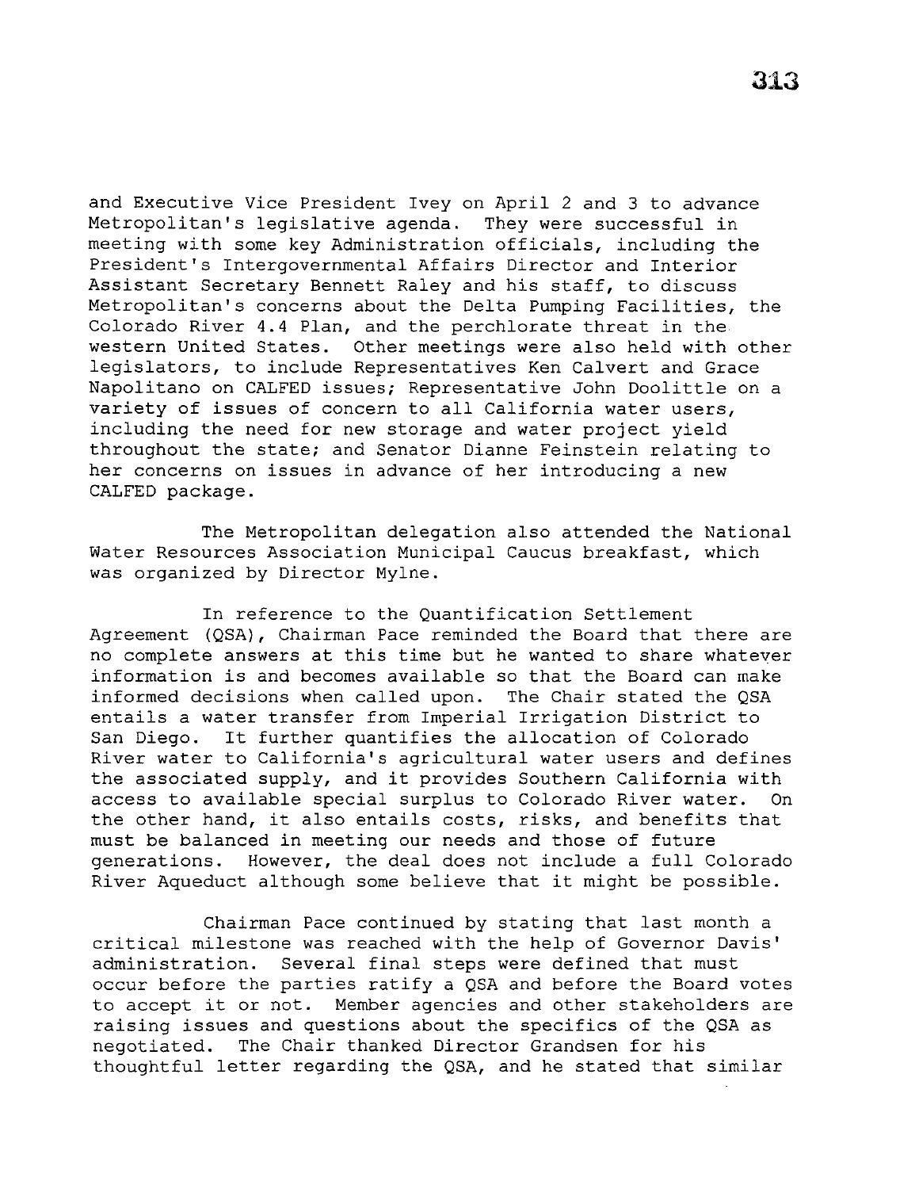and Executive Vice President Ivey on April 2 and 3 to advance Metropolitan's legislative agenda. They were successful in meeting with some key Administration officials, including the President's Intergovernmental Affairs Director and Interior Assistant Secretary Bennett Raley and his staff, to discuss Metropolitan's concerns about the Delta Pumping Facilities, the Colorado River 4.4 Plan, and the perchlorate threat in the western United States. Other meetings were also held with other legislators, to include Representatives Ken Calvert and Grace Napolitano on CALFED issues; Representative John Doolittle on a variety of issues of concern to all California water users, including the need for new storage and water project yield throughout the state; and Senator Dianne Feinstein relating to her concerns on issues in advance of her introducing a new CALFED package.

The Metropolitan delegation also attended the National Water Resources Association Municipal Caucus breakfast, which was organized by Director Mylne.

In reference to the Quantification Settlement Agreement (QSA), Chairman Pace reminded the Board that there are no complete answers at this time but he wanted to share whatever information is and becomes available so that the Board can make informed decisions when called upon. The Chair stated the QSA entails a water transfer from Imperial Irrigation District to San Diego. It further quantifies the allocation of Colorado River water to California's agricultural water users and defines the associated supply, and it provides Southern California with access to available special surplus to Colorado River water. On the other hand, it also entails costs, risks, and benefits that must be balanced in meeting our needs and those of future generations. However, the deal does not include a full Colorado River Aqueduct although some believe that it might be possible.

Chairman Pace continued by stating that last month a critical milestone was reached with the help of Governor Davis' administration. Several final steps were defined that must occur before the parties ratify a QSA and before the Board votes to accept it or not. Member agencies and other stakeholders are raising issues and questions about the specifics of the QSA as negotiated. The Chair thanked Director Grandsen for his thoughtful letter regarding the QSA, and he stated that similar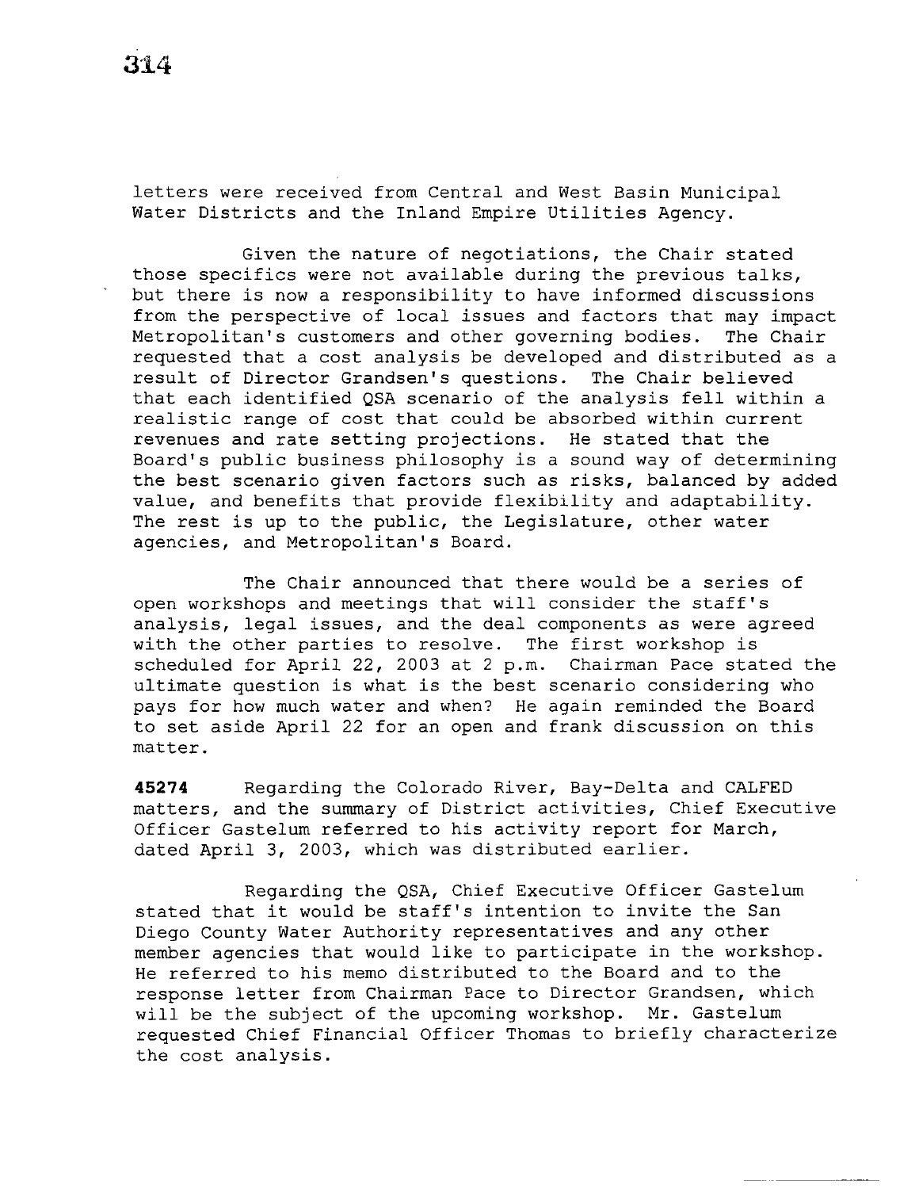letters were received from Central and West Basin Municipal Water Districts and the Inland Empire Utilities Agency.

Given the nature of negotiations, the Chair stated those specifics were not available during the previous talks, but there is now a responsibility to have informed discussions from the perspective of local issues and factors that may impact Metropolitan's customers and other governing bodies. The Chair requested that a cost analysis be developed and distributed as a result of Director Grandsen's questions. The Chair believed that each identified QSA scenario of the analysis fell within a realistic range of cost that could be absorbed within current revenues and rate setting projections. He stated that the Board's public business philosophy is a sound way of determining the best scenario given factors such as risks, balanced by added value, and benefits that provide flexibility and adaptability. The rest is up to the public, the Legislature, other water agencies, and Metropolitan's Board.

The Chair announced that there would be a series of open workshops and meetings that will consider the staff's analysis, legal issues, and the deal components as were agreed with the other parties to resolve. The first workshop is scheduled for April 22, 2003 at 2 p.m. Chairman Pace stated the ultimate question is what is the best scenario considering who pays for how much water and when? He again reminded the Board to set aside April 22 for an open and frank discussion on this matter.

**45274** Regarding the Colorado River, Bay-Delta and CALFED matters, and the summary of District activities, Chief Executive Officer Gastelum referred to his activity report for March, dated April 3, 2003, which was distributed earlier.

Regarding the QSA, Chief Executive Officer Gastelum stated that it would be staff's intention to invite the San Diego County Water Authority representatives and any other member agencies that would like to participate in the workshop. He referred to his memo distributed to the Board and to the response letter from Chairman Pace to Director Grandsen, which will be the subject of the upcoming workshop. Mr. Gastelum requested Chief Financial Officer Thomas to briefly characterize the cost analysis.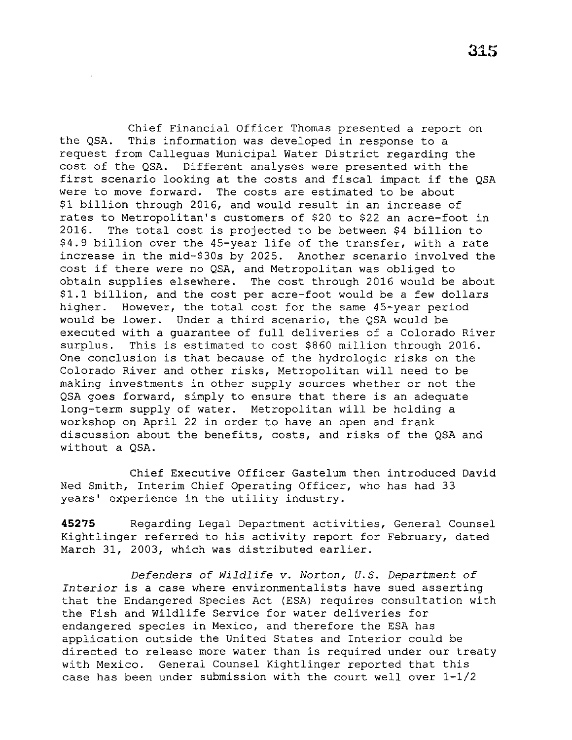Chief Financial Officer Thomas presented a report on the QSA. This information was developed in response to a request from Calleguas Municipal Water District regarding the cost of the QSA. Different analyses were presented with the first scenario looking at the costs and fiscal impact if the QSA were to move forward. The costs are estimated to be about $1 billion through 2016, and would result in an increase of rates to Metropolitan's customers of $20 to $22 an acre-foot in 2016. The total cost is projected to be between $4 billion to $4.9 billion over the 45-year life of the transfer, with a rate increase in the mid-$30s by 2025. Another scenario involved the cost if there were no QSA, and Metropolitan was obliged to obtain supplies elsewhere. The cost through 2016 would be about $1.1 billion, and the cost per acre-foot would be a few dollars higher. However, the total cost for the same 45-year period would be lower. Under a third scenario, the QSA would be executed with a guarantee of full deliveries of a Colorado River surplus. This is estimated to cost $860 million through 2016. One conclusion is that because of the hydrologic risks on the Colorado River and other risks, Metropolitan will need to be making investments in other supply sources whether or not the QSA goes forward, simply to ensure that there is an adequate long-term supply of water. Metropolitan will be holding a workshop on April 22 in order to have an open and frank discussion about the benefits, costs, and risks of the QSA and without a QSA.

Chief Executive Officer Gastelum then introduced David Ned Smith, Interim Chief Operating Officer, who has had 33 years' experience in the utility industry.

**45275** Regarding Legal Department activities, General Counsel Kightlinger referred to his activity report for February, dated March 31, 2003, which was distributed earlier.

*Defenders of Wildlife v. Norton, U.S. Department of Interior* is a case where environmentalists have sued asserting that the Endangered Species Act (ESA) requires consultation with the Fish and Wildlife Service for water deliveries for endangered species in Mexico, and therefore the ESA has application outside the United States and Interior could be directed to release more water than is required under our treaty with Mexico. General Counsel Kightlinger reported that this case has been under submission with the court well over 1-1/2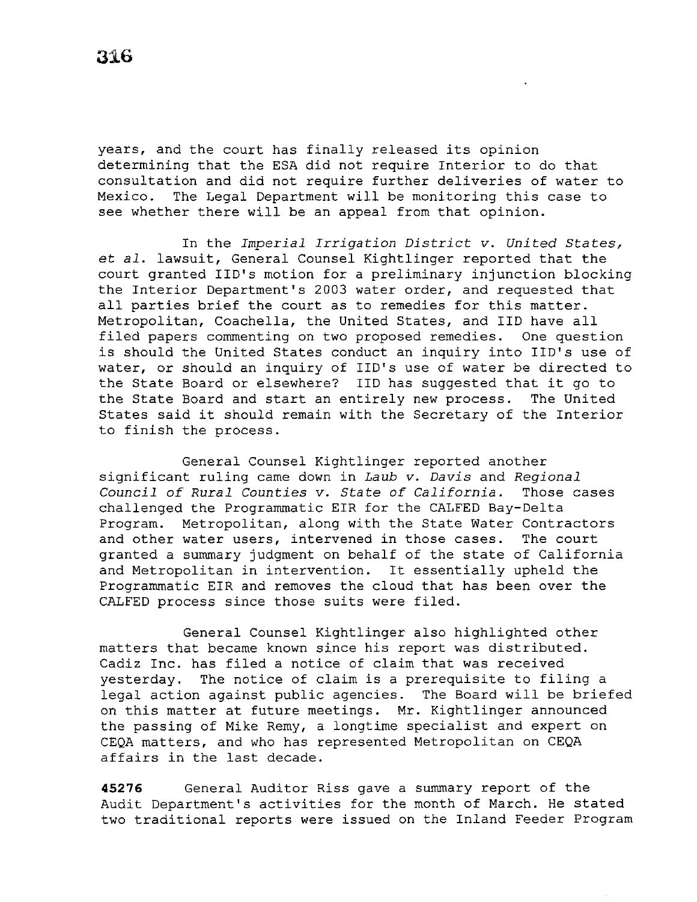years, and the court has finally released its opinion determining that the ESA did not require Interior to do that consultation and did not require further deliveries of water to Mexico. The Legal Department will be monitoring this case to see whether there will be an appeal from that opinion.

In the *Imperial Irrigation District v. United States, et al.* lawsuit, General Counsel Kightlinger reported that the court granted IID's motion for a preliminary injunction blocking the Interior Department's 2003 water order, and requested that all parties brief the court as to remedies for this matter. Metropolitan, Coachella, the United States, and IID have all filed papers commenting on two proposed remedies. One question is should the United States conduct an inquiry into IID's use of water, or should an inquiry of IID's use of water be directed to the State Board or elsewhere? IID has suggested that it go to the State Board and start an entirely new process. The United States said it should remain with the Secretary of the Interior to finish the process.

General Counsel Kightlinger reported another significant ruling came down in *Laub v. Davis* and *Regional Council of Rural Counties v. State of California.* Those cases challenged the Programmatic EIR for the CALFED Bay-Delta Program. Metropolitan, along with the State Water Contractors and other water users, intervened in those cases. The court granted a summary judgment on behalf of the state of California and Metropolitan in intervention. It essentially upheld the Programmatic EIR and removes the cloud that has been over the CALFED process since those suits were filed.

General Counsel Kightlinger also highlighted other matters that became known since his report was distributed. Cadiz Inc. has filed a notice of claim that was received yesterday. The notice of claim is a prerequisite to filing a legal action against public agencies. The Board will be briefed on this matter at future meetings. Mr. Kightlinger announced the passing of Mike Remy, a longtime specialist and expert on CEQA matters, and who has represented Metropolitan on CEQA affairs in the last decade.

**45276** General Auditor Riss gave a summary report of the Audit Department's activities for the month of March. He stated two traditional reports were issued on the Inland Feeder Program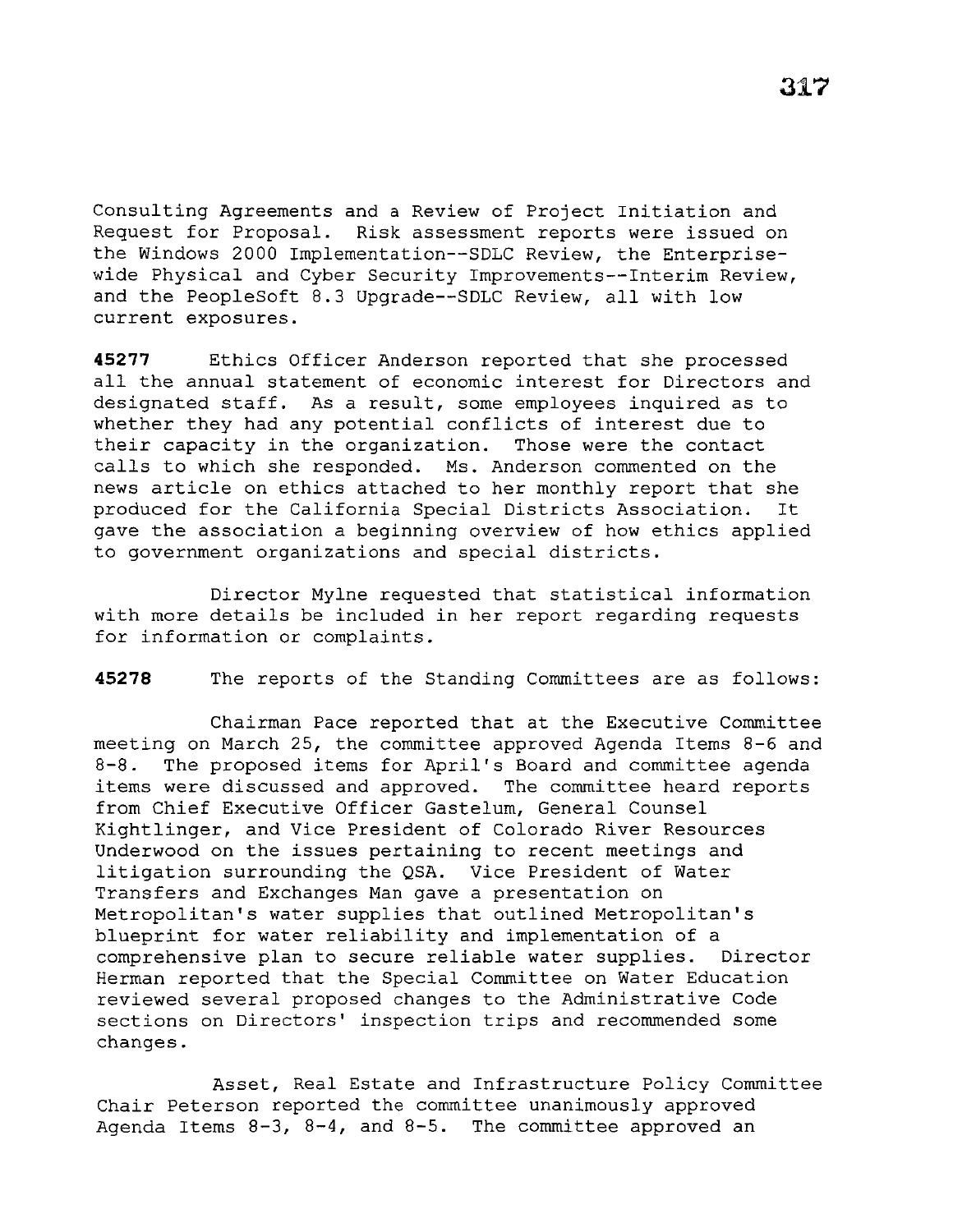Consulting Agreements and a Review of Project Initiation and Request for Proposal. Risk assessment reports were issued on the Windows 2000 Implementation--SDLC Review, the Enterprise-wide Physical and Cyber Security Improvements--Interim Review, and the PeopleSoft 8.3 Upgrade--SDLC Review, all with low current exposures.

**45277** Ethics Officer Anderson reported that she processed all the annual statement of economic interest for Directors and designated staff. As a result, some employees inquired as to whether they had any potential conflicts of interest due to their capacity in the organization. Those were the contact calls to which she responded. Ms. Anderson commented on the news article on ethics attached to her monthly report that she produced for the California Special Districts Association. It gave the association a beginning overview of how ethics applied to government organizations and special districts.

Director Mylne requested that statistical information with more details be included in her report regarding requests for information or complaints.

**45278** The reports of the Standing Committees are as follows:

Chairman Pace reported that at the Executive Committee meeting on March 25, the committee approved Agenda Items 8-6 and 8-8. The proposed items for April's Board and committee agenda items were discussed and approved. The committee heard reports from Chief Executive Officer Gastelum, General Counsel Kightlinger, and Vice President of Colorado River Resources Underwood on the issues pertaining to recent meetings and litigation surrounding the QSA. Vice President of Water Transfers and Exchanges Man gave a presentation on Metropolitan's water supplies that outlined Metropolitan's blueprint for water reliability and implementation of a comprehensive plan to secure reliable water supplies. Director Herman reported that the Special Committee on Water Education reviewed several proposed changes to the Administrative Code sections on Directors' inspection trips and recommended some changes.

Asset, Real Estate and Infrastructure Policy Committee Chair Peterson reported the committee unanimously approved Agenda Items 8-3, 8-4, and 8-5. The committee approved an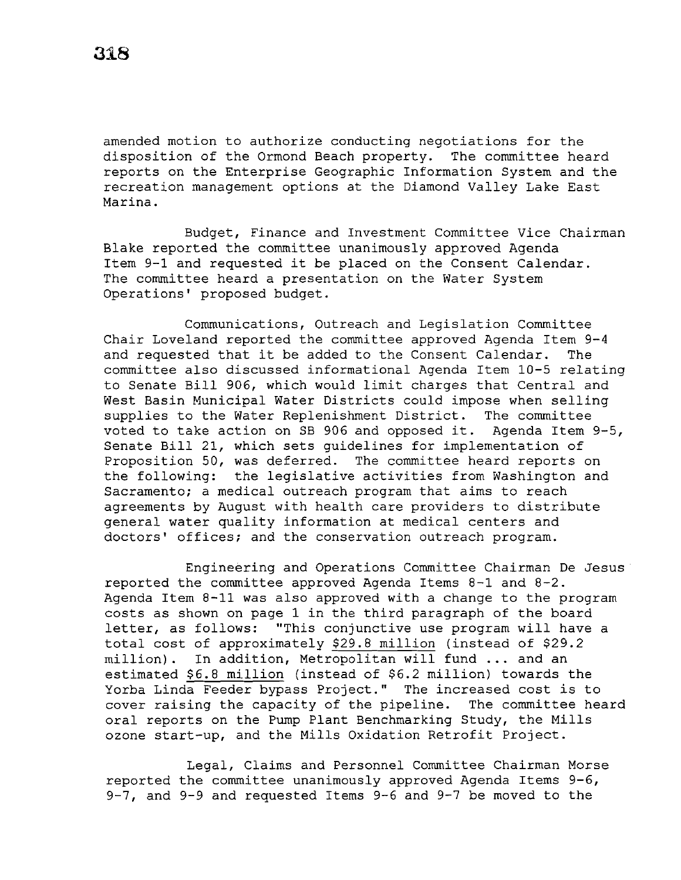amended motion to authorize conducting negotiations for the disposition of the Ormond Beach property. The committee heard reports on the Enterprise Geographic Information System and the recreation management options at the Diamond Valley Lake East Marina.

Budget, Finance and Investment Committee Vice Chairman Blake reported the committee unanimously approved Agenda Item 9-1 and requested it be placed on the Consent Calendar. The committee heard a presentation on the Water System Operations' proposed budget.

Communications, Outreach and Legislation Committee Chair Loveland reported the committee approved Agenda Item 9-4 and requested that it be added to the Consent Calendar. The committee also discussed informational Agenda Item 10-5 relating to Senate Bill 906, which would limit charges that Central and West Basin Municipal Water Districts could impose when selling supplies to the Water Replenishment District. The committee voted to take action on SB 906 and opposed it. Agenda Item 9-5, Senate Bill 21, which sets guidelines for implementation of Proposition 50, was deferred. The committee heard reports on the following: the legislative activities from Washington and Sacramento; a medical outreach program that aims to reach agreements by August with health care providers to distribute general water quality information at medical centers and doctors' offices; and the conservation outreach program.

Engineering and Operations Committee Chairman De Jesus reported the committee approved Agenda Items 8-1 and 8-2. Agenda Item 8-11 was also approved with a change to the program costs as shown on page 1 in the third paragraph of the board letter, as follows: "This conjunctive use program will have a total cost of approximately <u>$29.8 million</u> (instead of $29.2 million). In addition, Metropolitan will fund ... and an estimated <u>$6.8 million</u> (instead of $6.2 million) towards the Yorba Linda Feeder bypass Project." The increased cost is to cover raising the capacity of the pipeline. The committee heard oral reports on the Pump Plant Benchmarking Study, the Mills ozone start-up, and the Mills Oxidation Retrofit Project.

Legal, Claims and Personnel Committee Chairman Morse reported the committee unanimously approved Agenda Items 9-6, 9-7, and 9-9 and requested Items 9-6 and 9-7 be moved to the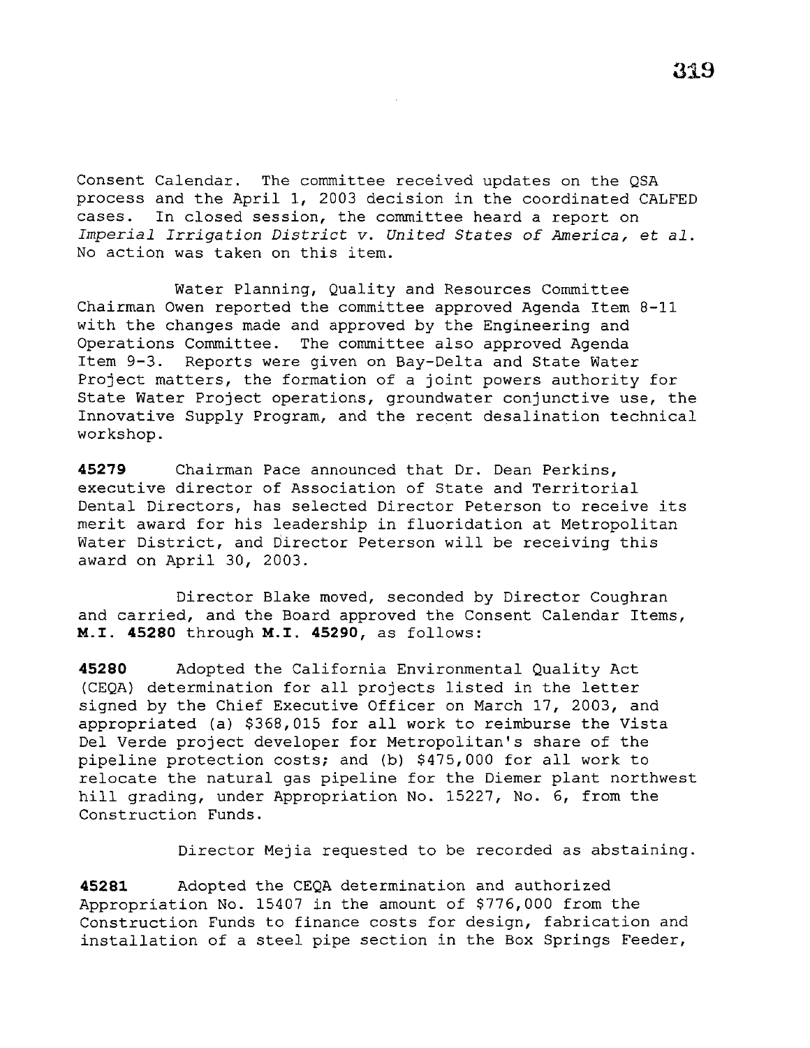Consent Calendar. The committee received updates on the QSA process and the April 1, 2003 decision in the coordinated CALFED cases. In closed session, the committee heard a report on *Imperial Irrigation District v. United States of America, et al.* No action was taken on this item.

Water Planning, Quality and Resources Committee Chairman Owen reported the committee approved Agenda Item 8-11 with the changes made and approved by the Engineering and Operations Committee. The committee also approved Agenda Item 9-3. Reports were given on Bay-Delta and State Water Project matters, the formation of a joint powers authority for State Water Project operations, groundwater conjunctive use, the Innovative Supply Program, and the recent desalination technical workshop.

**45279** Chairman Pace announced that Dr. Dean Perkins, executive director of Association of State and Territorial Dental Directors, has selected Director Peterson to receive its merit award for his leadership in fluoridation at Metropolitan Water District, and Director Peterson will be receiving this award on April 30, 2003.

Director Blake moved, seconded by Director Coughran and carried, and the Board approved the Consent Calendar Items, **M.I. 45280** through **M.I. 45290**, as follows:

**45280** Adopted the California Environmental Quality Act (CEQA) determination for all projects listed in the letter signed by the Chief Executive Officer on March 17, 2003, and appropriated (a) $368,015 for all work to reimburse the Vista Del Verde project developer for Metropolitan's share of the pipeline protection costs; and (b) $475,000 for all work to relocate the natural gas pipeline for the Diemer plant northwest hill grading, under Appropriation No. 15227, No. 6, from the Construction Funds.

Director Mejia requested to be recorded as abstaining.

**45281** Adopted the CEQA determination and authorized Appropriation No. 15407 in the amount of $776,000 from the Construction Funds to finance costs for design, fabrication and installation of a steel pipe section in the Box Springs Feeder,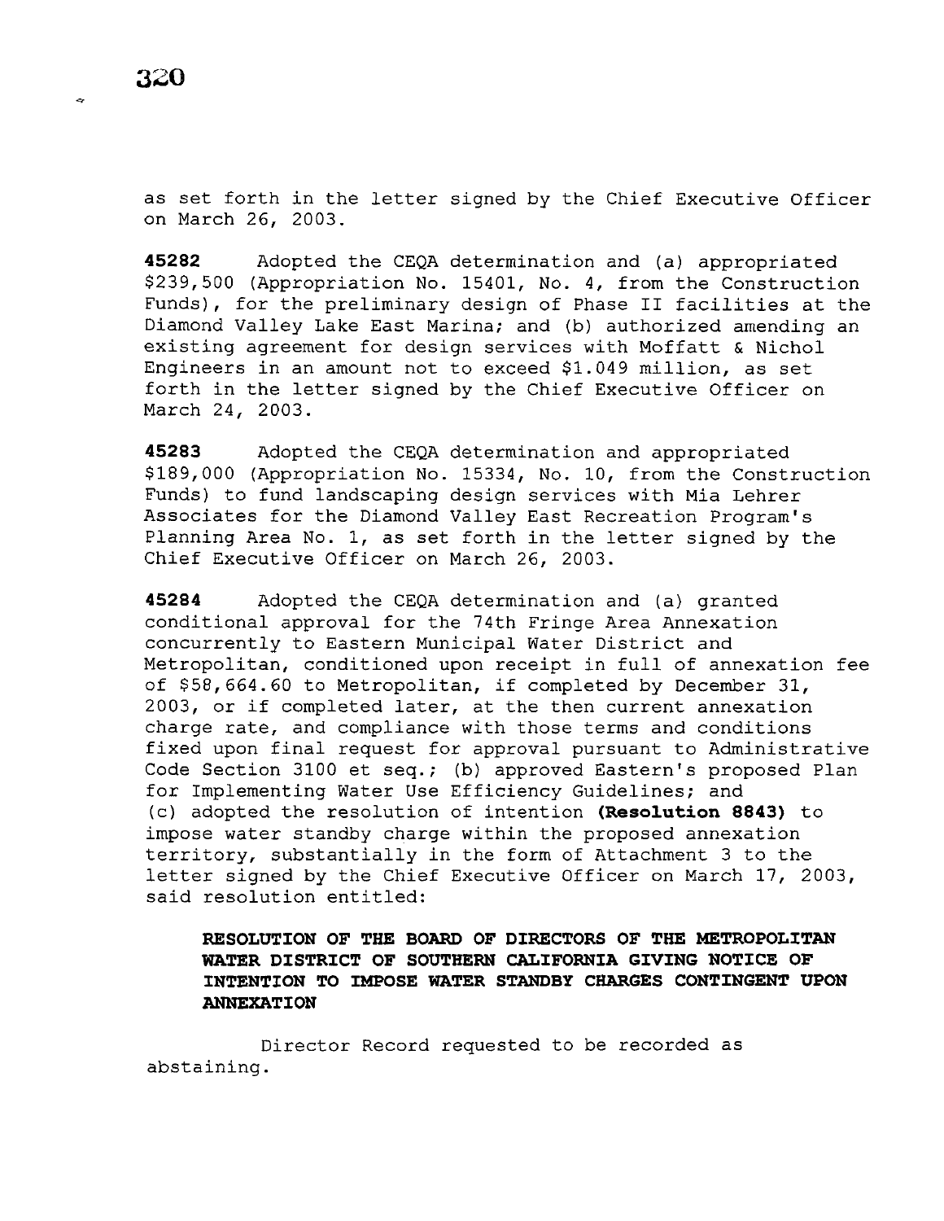as set forth in the letter signed by the Chief Executive Officer on March 26, 2003.

**45282** Adopted the CEQA determination and (a) appropriated $239,500 (Appropriation No. 15401, No. 4, from the Construction Funds), for the preliminary design of Phase II facilities at the Diamond Valley Lake East Marina; and (b) authorized amending an existing agreement for design services with Moffatt & Nichol Engineers in an amount not to exceed $1.049 million, as set forth in the letter signed by the Chief Executive Officer on March 24, 2003.

**45283** Adopted the CEQA determination and appropriated $189,000 (Appropriation No. 15334, No. 10, from the Construction Funds) to fund landscaping design services with Mia Lehrer Associates for the Diamond Valley East Recreation Program's Planning Area No. 1, as set forth in the letter signed by the Chief Executive Officer on March 26, 2003.

**45284** Adopted the CEQA determination and (a) granted conditional approval for the 74th Fringe Area Annexation concurrently to Eastern Municipal Water District and Metropolitan, conditioned upon receipt in full of annexation fee of $58,664.60 to Metropolitan, if completed by December 31, 2003, or if completed later, at the then current annexation charge rate, and compliance with those terms and conditions fixed upon final request for approval pursuant to Administrative Code Section 3100 et seq.; (b) approved Eastern's proposed Plan for Implementing Water Use Efficiency Guidelines; and (c) adopted the resolution of intention **(Resolution 8843)** to impose water standby charge within the proposed annexation territory, substantially in the form of Attachment 3 to the letter signed by the Chief Executive Officer on March 17, 2003, said resolution entitled:

**RESOLUTION OF THE BOARD OF DIRECTORS OF THE METROPOLITAN WATER DISTRICT OF SOUTHERN CALIFORNIA GIVING NOTICE OF INTENTION TO IMPOSE WATER STANDBY CHARGES CONTINGENT UPON ANNEXATION**

Director Record requested to be recorded as abstaining.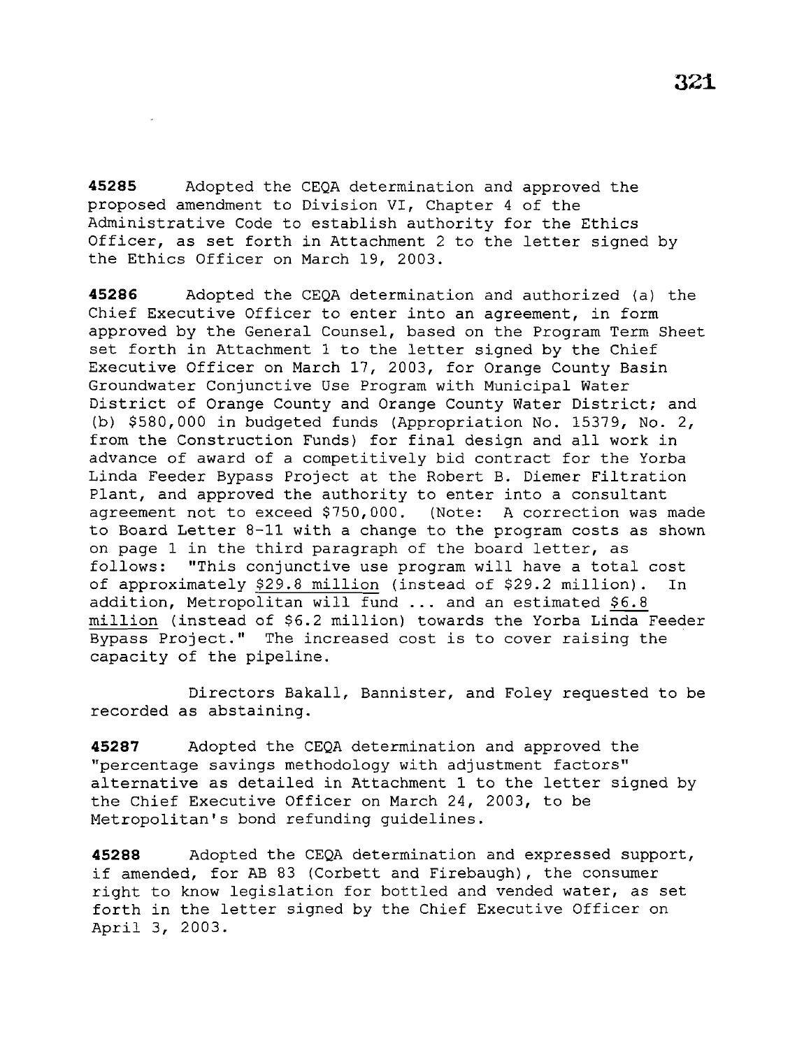**45285** Adopted the CEQA determination and approved the proposed amendment to Division VI, Chapter 4 of the Administrative Code to establish authority for the Ethics Officer, as set forth in Attachment 2 to the letter signed by the Ethics Officer on March 19, 2003.

**45286** Adopted the CEQA determination and authorized (a) the Chief Executive Officer to enter into an agreement, in form approved by the General Counsel, based on the Program Term Sheet set forth in Attachment 1 to the letter signed by the Chief Executive Officer on March 17, 2003, for Orange County Basin Groundwater Conjunctive Use Program with Municipal Water District of Orange County and Orange County Water District; and (b) $580,000 in budgeted funds (Appropriation No. 15379, No. 2, from the Construction Funds) for final design and all work in advance of award of a competitively bid contract for the Yorba Linda Feeder Bypass Project at the Robert B. Diemer Filtration Plant, and approved the authority to enter into a consultant agreement not to exceed $750,000. (Note: A correction was made to Board Letter 8-11 with a change to the program costs as shown on page 1 in the third paragraph of the board letter, as follows: "This conjunctive use program will have a total cost of approximately <u>$29.8 million</u> (instead of $29.2 million). In addition, Metropolitan will fund ... and an estimated <u>$6.8 million</u> (instead of $6.2 million) towards the Yorba Linda Feeder Bypass Project." The increased cost is to cover raising the capacity of the pipeline.

Directors Bakall, Bannister, and Foley requested to be recorded as abstaining.

**45287** Adopted the CEQA determination and approved the "percentage savings methodology with adjustment factors" alternative as detailed in Attachment 1 to the letter signed by the Chief Executive Officer on March 24, 2003, to be Metropolitan's bond refunding guidelines.

**45288** Adopted the CEQA determination and expressed support, if amended, for AB 83 (Corbett and Firebaugh), the consumer right to know legislation for bottled and vended water, as set forth in the letter signed by the Chief Executive Officer on April 3, 2003.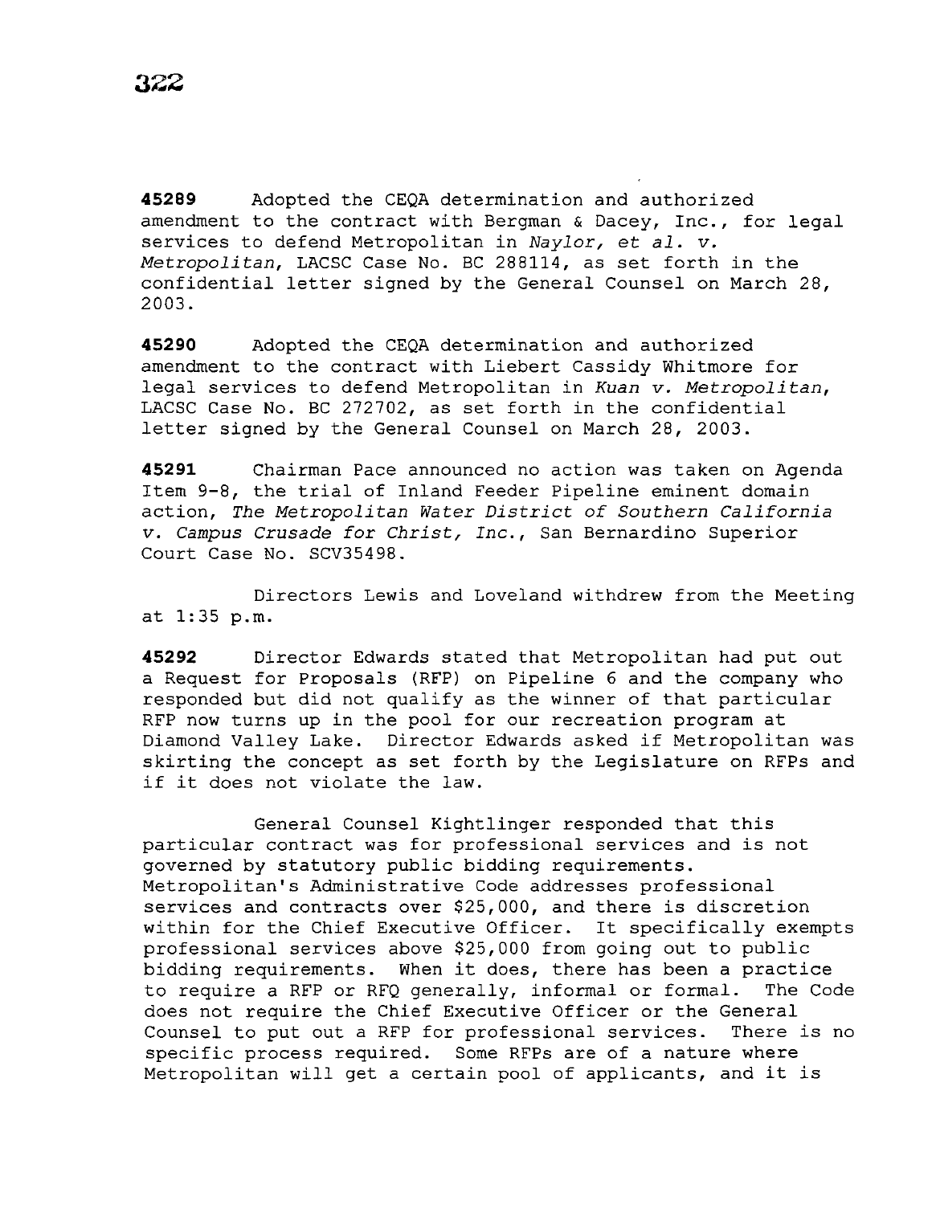**45289** Adopted the CEQA determination and authorized amendment to the contract with Bergman & Dacey, Inc., for legal services to defend Metropolitan in *Naylor, et al. v. Metropolitan*, LACSC Case No. BC 288114, as set forth in the confidential letter signed by the General Counsel on March 28, 2003.

**45290** Adopted the CEQA determination and authorized amendment to the contract with Liebert Cassidy Whitmore for legal services to defend Metropolitan in *Kuan v. Metropolitan*, LACSC Case No. BC 272702, as set forth in the confidential letter signed by the General Counsel on March 28, 2003.

**45291** Chairman Pace announced no action was taken on Agenda Item 9-8, the trial of Inland Feeder Pipeline eminent domain action, *The Metropolitan Water District of Southern California v. Campus Crusade for Christ, Inc.*, San Bernardino Superior Court Case No. SCV35498.

Directors Lewis and Loveland withdrew from the Meeting at 1:35 p.m.

**45292** Director Edwards stated that Metropolitan had put out a Request for Proposals (RFP) on Pipeline 6 and the company who responded but did not qualify as the winner of that particular RFP now turns up in the pool for our recreation program at Diamond Valley Lake. Director Edwards asked if Metropolitan was skirting the concept as set forth by the Legislature on RFPs and if it does not violate the law.

General Counsel Kightlinger responded that this particular contract was for professional services and is not governed by statutory public bidding requirements. Metropolitan's Administrative Code addresses professional services and contracts over $25,000, and there is discretion within for the Chief Executive Officer. It specifically exempts professional services above $25,000 from going out to public bidding requirements. When it does, there has been a practice to require a RFP or RFQ generally, informal or formal. The Code does not require the Chief Executive Officer or the General Counsel to put out a RFP for professional services. There is no specific process required. Some RFPs are of a nature where Metropolitan will get a certain pool of applicants, and it is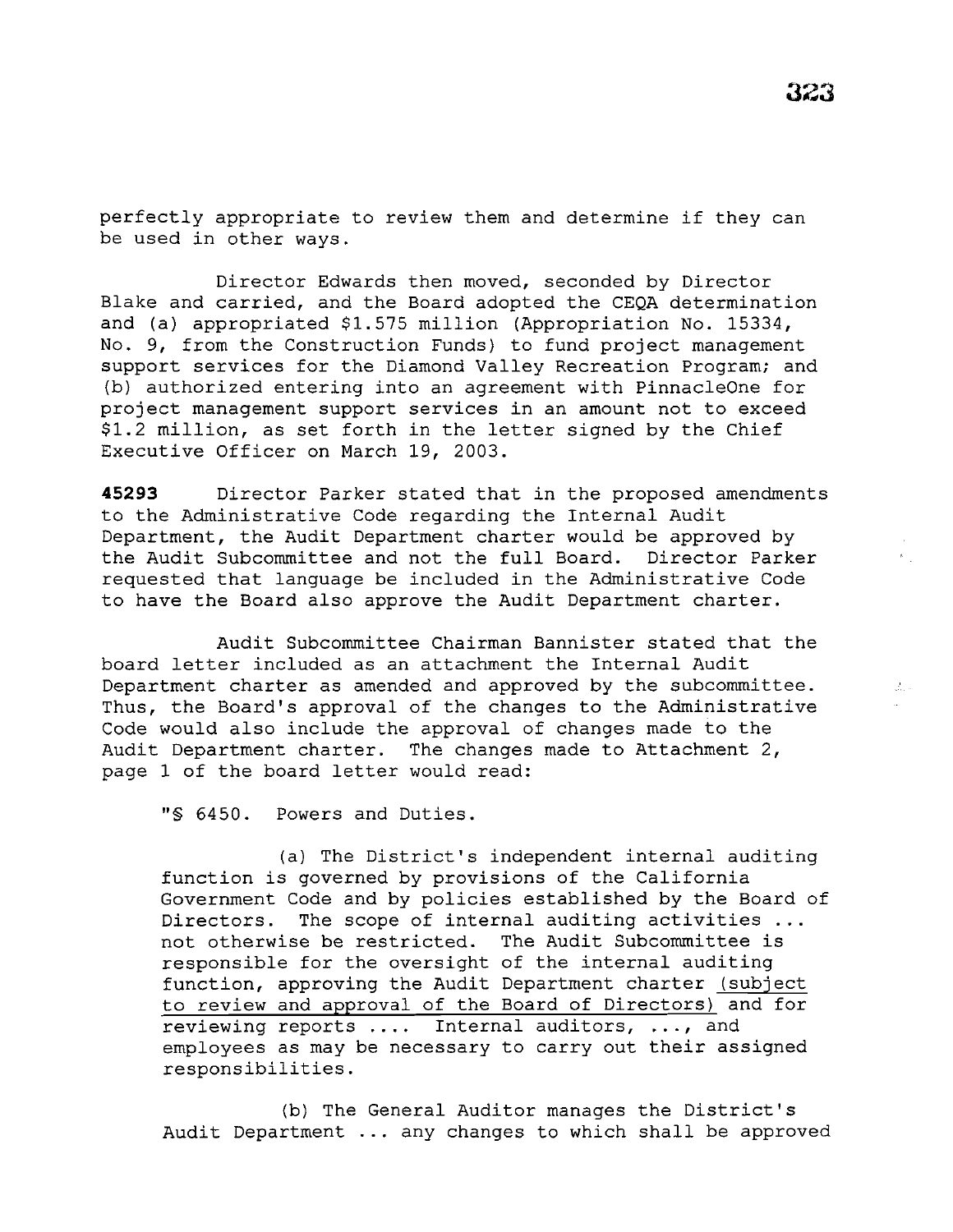perfectly appropriate to review them and determine if they can be used in other ways.

Director Edwards then moved, seconded by Director Blake and carried, and the Board adopted the CEQA determination and (a) appropriated $1.575 million (Appropriation No. 15334, No. 9, from the Construction Funds) to fund project management support services for the Diamond Valley Recreation Program; and (b) authorized entering into an agreement with PinnacleOne for project management support services in an amount not to exceed $1.2 million, as set forth in the letter signed by the Chief Executive Officer on March 19, 2003.

**45293** Director Parker stated that in the proposed amendments to the Administrative Code regarding the Internal Audit Department, the Audit Department charter would be approved by the Audit Subcommittee and not the full Board. Director Parker requested that language be included in the Administrative Code to have the Board also approve the Audit Department charter.

Audit Subcommittee Chairman Bannister stated that the board letter included as an attachment the Internal Audit Department charter as amended and approved by the subcommittee. Thus, the Board's approval of the changes to the Administrative Code would also include the approval of changes made to the Audit Department charter. The changes made to Attachment 2, page 1 of the board letter would read:

> "§ 6450. Powers and Duties.
>
> (a) The District's independent internal auditing function is governed by provisions of the California Government Code and by policies established by the Board of Directors. The scope of internal auditing activities ... not otherwise be restricted. The Audit Subcommittee is responsible for the oversight of the internal auditing function, approving the Audit Department charter <u>(subject to review and approval of the Board of Directors)</u> and for reviewing reports .... Internal auditors, ..., and employees as may be necessary to carry out their assigned responsibilities.
>
> (b) The General Auditor manages the District's Audit Department ... any changes to which shall be approved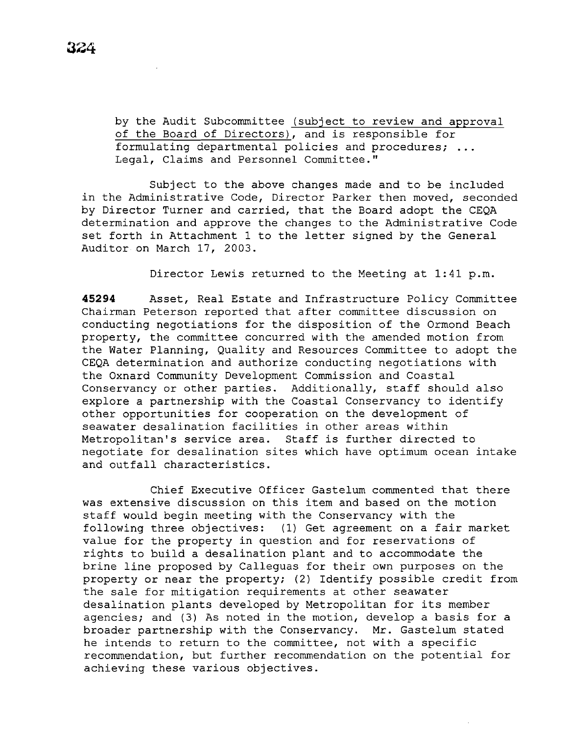by the Audit Subcommittee (subject to review and approval of the Board of Directors), and is responsible for formulating departmental policies and procedures; ... Legal, Claims and Personnel Committee."

Subject to the above changes made and to be included in the Administrative Code, Director Parker then moved, seconded by Director Turner and carried, that the Board adopt the CEQA determination and approve the changes to the Administrative Code set forth in Attachment 1 to the letter signed by the General Auditor on March 17, 2003.

Director Lewis returned to the Meeting at 1:41 p.m.

**45294** Asset, Real Estate and Infrastructure Policy Committee Chairman Peterson reported that after committee discussion on conducting negotiations for the disposition of the Ormond Beach property, the committee concurred with the amended motion from the Water Planning, Quality and Resources Committee to adopt the CEQA determination and authorize conducting negotiations with the Oxnard Community Development Commission and Coastal Conservancy or other parties. Additionally, staff should also explore a partnership with the Coastal Conservancy to identify other opportunities for cooperation on the development of seawater desalination facilities in other areas within Metropolitan's service area. Staff is further directed to negotiate for desalination sites which have optimum ocean intake and outfall characteristics.

Chief Executive Officer Gastelum commented that there was extensive discussion on this item and based on the motion staff would begin meeting with the Conservancy with the following three objectives: (1) Get agreement on a fair market value for the property in question and for reservations of rights to build a desalination plant and to accommodate the brine line proposed by Calleguas for their own purposes on the property or near the property; (2) Identify possible credit from the sale for mitigation requirements at other seawater desalination plants developed by Metropolitan for its member agencies; and (3) As noted in the motion, develop a basis for a broader partnership with the Conservancy. Mr. Gastelum stated he intends to return to the committee, not with a specific recommendation, but further recommendation on the potential for achieving these various objectives.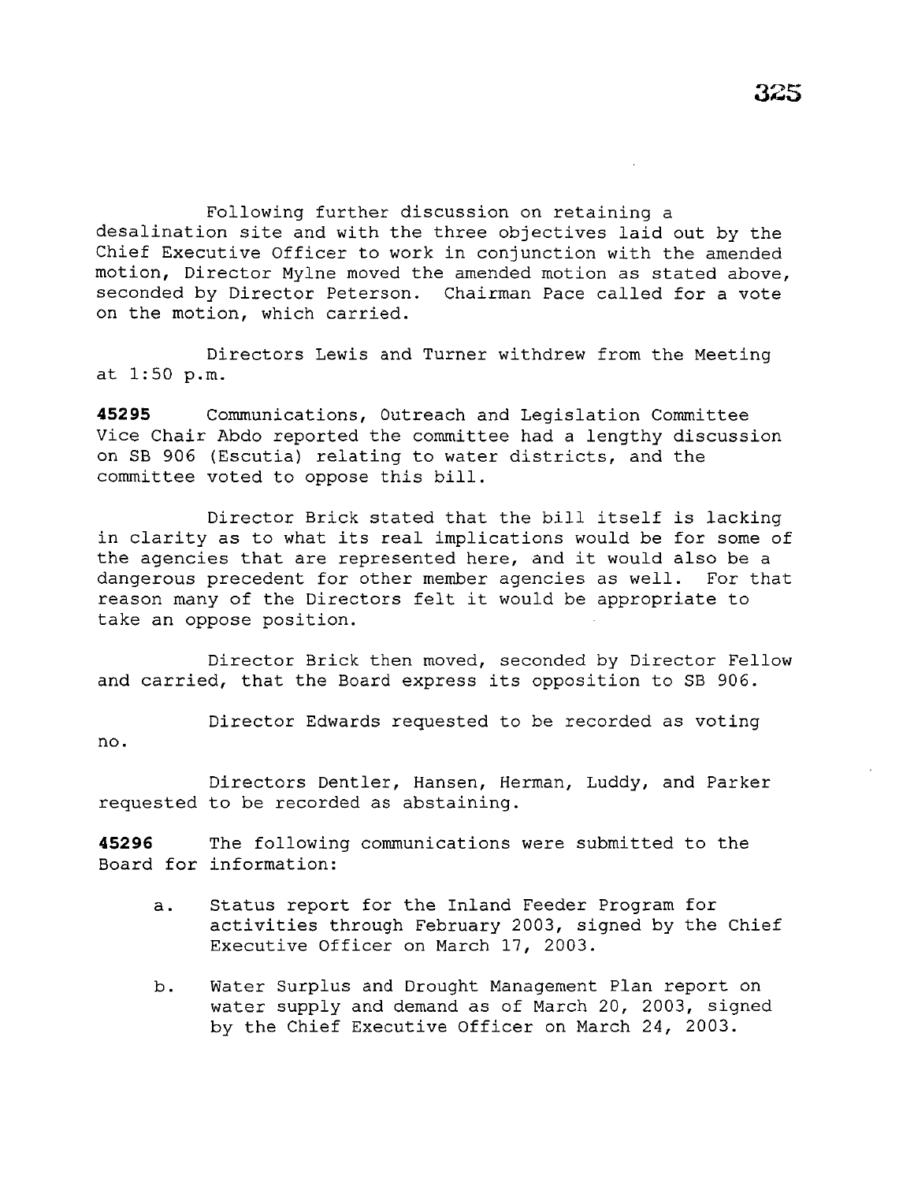Following further discussion on retaining a desalination site and with the three objectives laid out by the Chief Executive Officer to work in conjunction with the amended motion, Director Mylne moved the amended motion as stated above, seconded by Director Peterson. Chairman Pace called for a vote on the motion, which carried.

Directors Lewis and Turner withdrew from the Meeting at 1:50 p.m.

**45295** Communications, Outreach and Legislation Committee Vice Chair Abdo reported the committee had a lengthy discussion on SB 906 (Escutia) relating to water districts, and the committee voted to oppose this bill.

Director Brick stated that the bill itself is lacking in clarity as to what its real implications would be for some of the agencies that are represented here, and it would also be a dangerous precedent for other member agencies as well. For that reason many of the Directors felt it would be appropriate to take an oppose position.

Director Brick then moved, seconded by Director Fellow and carried, that the Board express its opposition to SB 906.

Director Edwards requested to be recorded as voting no.

Directors Dentler, Hansen, Herman, Luddy, and Parker requested to be recorded as abstaining.

**45296** The following communications were submitted to the Board for information:

a. Status report for the Inland Feeder Program for activities through February 2003, signed by the Chief Executive Officer on March 17, 2003.

b. Water Surplus and Drought Management Plan report on water supply and demand as of March 20, 2003, signed by the Chief Executive Officer on March 24, 2003.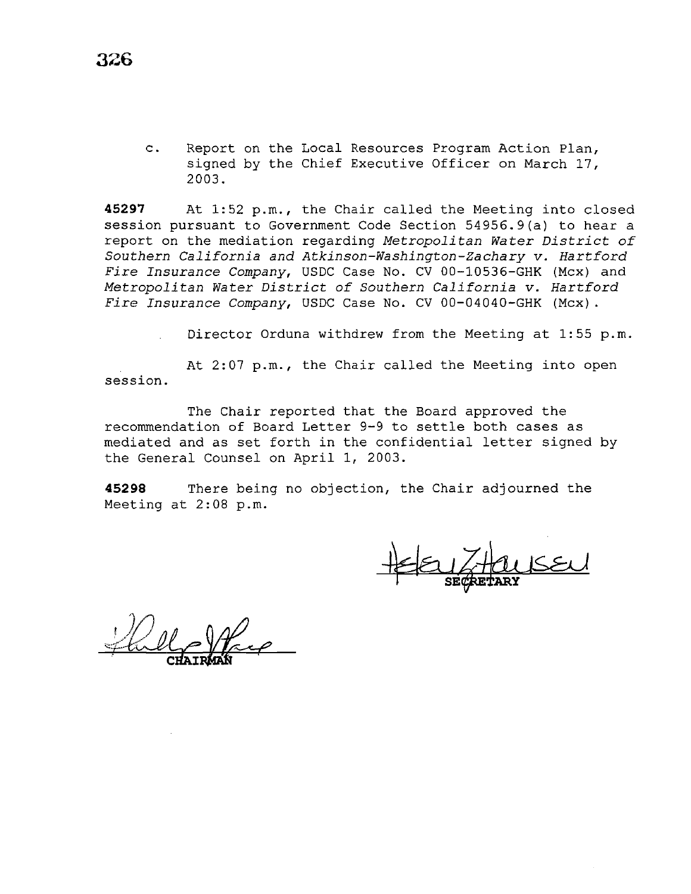c. Report on the Local Resources Program Action Plan, signed by the Chief Executive Officer on March 17, 2003.

**45297** At 1:52 p.m., the Chair called the Meeting into closed session pursuant to Government Code Section 54956.9(a) to hear a report on the mediation regarding *Metropolitan Water District of Southern California and Atkinson-Washington-Zachary v. Hartford Fire Insurance Company*, USDC Case No. CV 00-10536-GHK (Mcx) and *Metropolitan Water District of Southern California v. Hartford Fire Insurance Company*, USDC Case No. CV 00-04040-GHK (Mcx).

Director Orduna withdrew from the Meeting at 1:55 p.m.

At 2:07 p.m., the Chair called the Meeting into open session.

The Chair reported that the Board approved the recommendation of Board Letter 9-9 to settle both cases as mediated and as set forth in the confidential letter signed by the General Counsel on April 1, 2003.

**45298** There being no objection, the Chair adjourned the Meeting at 2:08 p.m.

Helen Z. Hansen
SECRETARY

CHAIRMAN